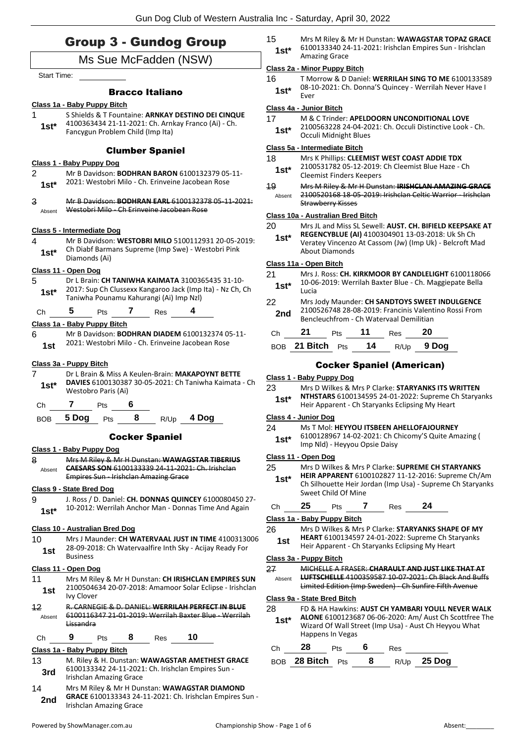# Group 3 - Gundog Group

## Ms Sue McFadden (NSW)

Start Time: ___________

### Bracco Italiano

**Class 1a - Baby Puppy Bitch**

1 — **1st*** — S Shields & T Fountaine: **ARNKAY DESTINO DEI CINQUE** 4100363434 21-11-2021: Ch. Arnkay Franco (Ai) - Ch. Fancygun Problem Child (Imp Ita)

### Clumber Spaniel

**Class 1 - Baby Puppy Dog**

2 — **1st*** — Mr B Davidson: **BODHRAN BARON** 6100132379 05-11-2021: Westobri Milo - Ch. Erinveine Jacobean Rose

3 — Absent — ~~Mr B Davidson: **BODHRAN EARL** 6100132378 05-11-2021: Westobri Milo - Ch Erinveine Jacobean Rose~~

**Class 5 - Intermediate Dog**

4 — **1st*** — Mr B Davidson: **WESTOBRI MILO** 5100112931 20-05-2019: Ch Diabf Barmans Supreme (Imp Swe) - Westobri Pink Diamonds (Ai)

**Class 11 - Open Dog**

5 — **1st*** — Dr L Brain: **CH TANIWHA KAIMATA** 3100365435 31-10-2017: Sup Ch Clussexx Kangaroo Jack (Imp Ita) - Nz Ch, Ch Taniwha Pounamu Kahurangi (Ai) Imp Nzl)

Ch **5** Pts **7** Res **4**

**Class 1a - Baby Puppy Bitch**

6 — **1st** — Mr B Davidson: **BODHRAN DIADEM** 6100132374 05-11-2021: Westobri Milo - Ch. Erinveine Jacobean Rose

**Class 3a - Puppy Bitch**

7 — **1st*** — Dr L Brain & Miss A Keulen-Brain: **MAKAPOYNT BETTE DAVIES** 6100130387 30-05-2021: Ch Taniwha Kaimata - Ch Westobro Paris (Ai)

Ch **7** Pts **6**

BOB **5 Dog** Pts **8** R/Up **4 Dog**

### Cocker Spaniel

**Class 1 - Baby Puppy Dog**

8 — Absent — ~~Mrs M Riley & Mr H Dunstan: **WAWAGSTAR TIBERIUS CAESARS SON** 6100133339 24-11-2021: Ch. Irishclan Empires Sun - Irishclan Amazing Grace~~

**Class 9 - State Bred Dog**

9 — **1st*** — J. Ross / D. Daniel: **CH. DONNAS QUINCEY** 6100080450 27-10-2012: Werrilah Anchor Man - Donnas Time And Again

**Class 10 - Australian Bred Dog**

10 — **1st** — Mrs J Maunder: **CH WATERVAAL JUST IN TIME** 4100313006 28-09-2018: Ch Watervaalfire Inth Sky - Acijay Ready For Business

**Class 11 - Open Dog**

11 — **1st** — Mrs M Riley & Mr H Dunstan: **CH IRISHCLAN EMPIRES SUN** 2100504634 20-07-2018: Amamoor Solar Eclipse - Irishclan Ivy Clover

12 — Absent — ~~R. CARNEGIE & D. DANIEL: **WERRILAH PERFECT IN BLUE** 6100116347 21-01-2019: Werrilah Baxter Blue - Werrilah Lissandra~~

Ch **9** Pts **8** Res **10**

**Class 1a - Baby Puppy Bitch**

13 — **3rd** — M. Riley & H. Dunstan: **WAWAGSTAR AMETHEST GRACE** 6100133342 24-11-2021: Ch. Irishclan Empires Sun - Irishclan Amazing Grace

14 — **2nd** — Mrs M Riley & Mr H Dunstan: **WAWAGSTAR DIAMOND GRACE** 6100133343 24-11-2021: Ch. Irishclan Empires Sun - Irishclan Amazing Grace

15 — **1st*** — Mrs M Riley & Mr H Dunstan: **WAWAGSTAR TOPAZ GRACE** 6100133340 24-11-2021: Irishclan Empires Sun - Irishclan Amazing Grace

**Class 2a - Minor Puppy Bitch**

16 — **1st*** — T Morrow & D Daniel: **WERRILAH SING TO ME** 6100133589 08-10-2021: Ch. Donna'S Quincey - Werrilah Never Have I Ever

**Class 4a - Junior Bitch**

17 — **1st*** — M & C Trinder: **APELDOORN UNCONDITIONAL LOVE** 2100563228 24-04-2021: Ch. Occuli Distinctive Look - Ch. Occuli Midnight Blues

**Class 5a - Intermediate Bitch**

18 — **1st*** — Mrs K Phillips: **CLEEMIST WEST COAST ADDIE TDX** 2100531782 05-12-2019: Ch Cleemist Blue Haze - Ch Cleemist Finders Keepers

19 — Absent — ~~Mrs M Riley & Mr H Dunstan: **IRISHCLAN AMAZING GRACE** 2100520168 18-05-2019: Irishclan Celtic Warrior - Irishclan Strawberry Kisses~~

**Class 10a - Australian Bred Bitch**

20 — **1st*** — Mrs JL and Miss SL Sewell: **AUST. CH. BIFIELD KEEPSAKE AT REGENCYBLUE (AI)** 4100304901 13-03-2018: Uk Sh Ch Veratey Vincenzo At Cassom (Jw) (Imp Uk) - Belcroft Mad About Diamonds

**Class 11a - Open Bitch**

21 — **1st*** — Mrs J. Ross: **CH. KIRKMOOR BY CANDLELIGHT** 6100118066 10-06-2019: Werrilah Baxter Blue - Ch. Maggiepate Bella Lucia

22 — **2nd** — Mrs Jody Maunder: **CH SANDTOYS SWEET INDULGENCE** 2100526748 28-08-2019: Francinis Valentino Rossi From Bencleuchfrom - Ch Watervaal Demilitian

Ch **21** Pts **11** Res **20**

BOB **21 Bitch** Pts **14** R/Up **9 Dog**

### Cocker Spaniel (American)

**Class 1 - Baby Puppy Dog**

23 — **1st*** — Mrs D Wilkes & Mrs P Clarke: **STARYANKS ITS WRITTEN NTHSTARS** 6100134595 24-01-2022: Supreme Ch Staryanks Heir Apparent - Ch Staryanks Eclipsing My Heart

**Class 4 - Junior Dog**

24 — **1st*** — Ms T Mol: **HEYYOU ITSBEEN AHELLOFAJOURNEY** 6100128967 14-02-2021: Ch Chicomy'S Quite Amazing ( Imp Nld) - Heyyou Opsie Daisy

**Class 11 - Open Dog**

25 — **1st*** — Mrs D Wilkes & Mrs P Clarke: **SUPREME CH STARYANKS HEIR APPARENT** 6100102827 11-12-2016: Supreme Ch/Am Ch Silhouette Heir Jordan (Imp Usa) - Supreme Ch Staryanks Sweet Child Of Mine

Ch **25** Pts **7** Res **24**

**Class 1a - Baby Puppy Bitch**

26 — **1st** — Mrs D Wilkes & Mrs P Clarke: **STARYANKS SHAPE OF MY HEART** 6100134597 24-01-2022: Supreme Ch Staryanks Heir Apparent - Ch Staryanks Eclipsing My Heart

**Class 3a - Puppy Bitch**

27 — Absent — ~~MICHELLE A FRASER: **CHARAULT AND JUST LIKE THAT AT LUFTSCHELLE** 4100359587 10-07-2021: Ch Black And Buffs Limited Edition (Imp Sweden) - Ch Sunfire Fifth Avenue~~

**Class 9a - State Bred Bitch**

28 — **1st*** — FD & HA Hawkins: **AUST CH YAMBARI YOULL NEVER WALK ALONE** 6100123687 06-06-2020: Am/ Aust Ch Scottfree The Wizard Of Wall Street (Imp Usa) - Aust Ch Heyyou What Happens In Vegas

Ch **28** Pts **6** Res ________

BOB **28 Bitch** Pts **8** R/Up **25 Dog**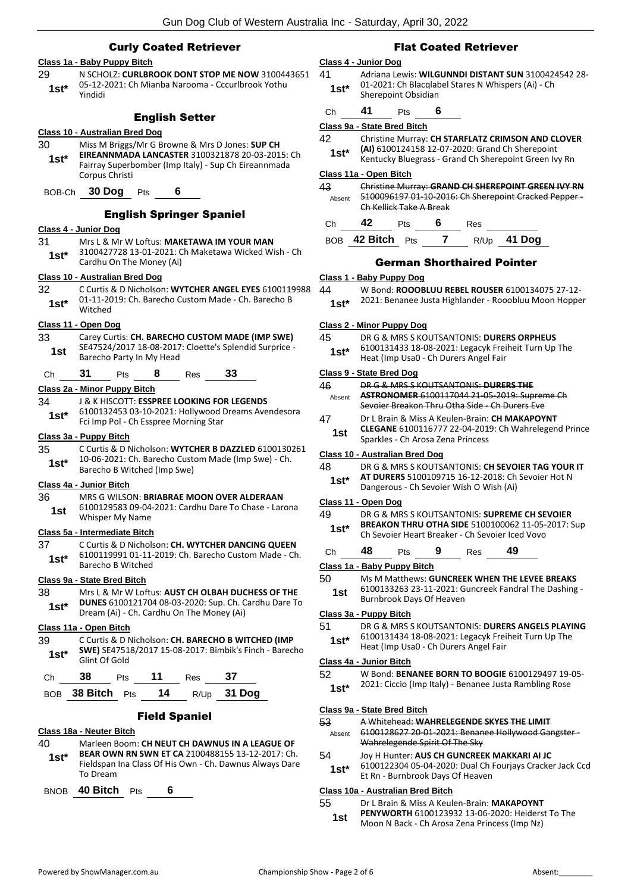## Curly Coated Retriever

**Class 1a - Baby Puppy Bitch**

29 — 1st* — N SCHOLZ: **CURLBROOK DONT STOP ME NOW** 3100443651 05-12-2021: Ch Mianba Narooma - Cccurlbrook Yothu Yindidi

## English Setter

**Class 10 - Australian Bred Dog**

30 — 1st* — Miss M Briggs/Mr G Browne & Mrs D Jones: **SUP CH EIREANNMADA LANCASTER** 3100321878 20-03-2015: Ch Fairray Superbomber (Imp Italy) - Sup Ch Eireannmada Corpus Christi

BOB-Ch **30 Dog** Pts **6**

## English Springer Spaniel

**Class 4 - Junior Dog**

31 — 1st* — Mrs L & Mr W Loftus: **MAKETAWA IM YOUR MAN** 3100427728 13-01-2021: Ch Maketawa Wicked Wish - Ch Cardhu On The Money (Ai)

**Class 10 - Australian Bred Dog**

32 — 1st* — C Curtis & D Nicholson: **WYTCHER ANGEL EYES** 6100119988 01-11-2019: Ch. Barecho Custom Made - Ch. Barecho B Witched

**Class 11 - Open Dog**

33 — 1st — Carey Curtis: **CH. BARECHO CUSTOM MADE (IMP SWE)** SE47524/2017 18-08-2017: Cloette's Splendid Surprice - Barecho Party In My Head

Ch **31** Pts **8** Res **33**

**Class 2a - Minor Puppy Bitch**

34 — 1st* — J & K HISCOTT: **ESSPREE LOOKING FOR LEGENDS** 6100132453 03-10-2021: Hollywood Dreams Avendesora Fci Imp Pol - Ch Esspree Morning Star

**Class 3a - Puppy Bitch**

35 — 1st* — C Curtis & D Nicholson: **WYTCHER B DAZZLED** 6100130261 10-06-2021: Ch. Barecho Custom Made (Imp Swe) - Ch. Barecho B Witched (Imp Swe)

**Class 4a - Junior Bitch**

36 — 1st — MRS G WILSON: **BRIABRAE MOON OVER ALDERAAN** 6100129583 09-04-2021: Cardhu Dare To Chase - Larona Whisper My Name

**Class 5a - Intermediate Bitch**

37 — 1st* — C Curtis & D Nicholson: **CH. WYTCHER DANCING QUEEN** 6100119991 01-11-2019: Ch. Barecho Custom Made - Ch. Barecho B Witched

**Class 9a - State Bred Bitch**

38 — 1st* — Mrs L & Mr W Loftus: **AUST CH OLBAH DUCHESS OF THE DUNES** 6100121704 08-03-2020: Sup. Ch. Cardhu Dare To Dream (Ai) - Ch. Cardhu On The Money (Ai)

**Class 11a - Open Bitch**

39 — 1st* — C Curtis & D Nicholson: **CH. BARECHO B WITCHED (IMP SWE)** SE47518/2017 15-08-2017: Bimbik's Finch - Barecho Glint Of Gold

Ch **38** Pts **11** Res **37**

BOB **38 Bitch** Pts **14** R/Up **31 Dog**

## Field Spaniel

**Class 18a - Neuter Bitch**

40 — 1st* — Marleen Boom: **CH NEUT CH DAWNUS IN A LEAGUE OF BEAR OWN RN SWN ET CA** 2100488155 13-12-2017: Ch. Fieldspan Ina Class Of His Own - Ch. Dawnus Always Dare To Dream

BNOB **40 Bitch** Pts **6**

## Flat Coated Retriever

**Class 4 - Junior Dog**

41 — 1st* — Adriana Lewis: **WILGUNNDI DISTANT SUN** 3100424542 28-01-2021: Ch Blacqlabel Stares N Whispers (Ai) - Ch Sherepoint Obsidian

Ch **41** Pts **6**

**Class 9a - State Bred Bitch**

42 — 1st* — Christine Murray: **CH STARFLATZ CRIMSON AND CLOVER (AI)** 6100124158 12-07-2020: Grand Ch Sherepoint Kentucky Bluegrass - Grand Ch Sherepoint Green Ivy Rn

**Class 11a - Open Bitch**

43 — Absent — ~~Christine Murray: **GRAND CH SHEREPOINT GREEN IVY RN** 5100096197 01-10-2016: Ch Sherepoint Cracked Pepper - Ch Kellick Take A Break~~

Ch **42** Pts **6** Res

BOB **42 Bitch** Pts **7** R/Up **41 Dog**

## German Shorthaired Pointer

**Class 1 - Baby Puppy Dog**

44 — 1st* — W Bond: **ROOOBLUU REBEL ROUSER** 6100134075 27-12-2021: Benanee Justa Highlander - Rooobluu Moon Hopper

**Class 2 - Minor Puppy Dog**

45 — 1st* — DR G & MRS S KOUTSANTONIS: **DURERS ORPHEUS** 6100131433 18-08-2021: Legacyk Freiheit Turn Up The Heat (Imp Usa0 - Ch Durers Angel Fair

**Class 9 - State Bred Dog**

46 — Absent — ~~DR G & MRS S KOUTSANTONIS: **DURERS THE ASTRONOMER** 6100117044 21-05-2019: Supreme Ch Sevoier Breakon Thru Otha Side - Ch Durers Eve~~

47 — 1st — Dr L Brain & Miss A Keulen-Brain: **CH MAKAPOYNT CLEGANE** 6100116777 22-04-2019: Ch Wahrelegend Prince Sparkles - Ch Arosa Zena Princess

**Class 10 - Australian Bred Dog**

48 — 1st* — DR G & MRS S KOUTSANTONIS: **CH SEVOIER TAG YOUR IT AT DURERS** 5100109715 16-12-2018: Ch Sevoier Hot N Dangerous - Ch Sevoier Wish O Wish (Ai)

**Class 11 - Open Dog**

49 — 1st* — DR G & MRS S KOUTSANTONIS: **SUPREME CH SEVOIER BREAKON THRU OTHA SIDE** 5100100062 11-05-2017: Sup Ch Sevoier Heart Breaker - Ch Sevoier Iced Vovo

Ch **48** Pts **9** Res **49**

**Class 1a - Baby Puppy Bitch**

50 — 1st — Ms M Matthews: **GUNCREEK WHEN THE LEVEE BREAKS** 6100133263 23-11-2021: Guncreek Fandral The Dashing - Burnbrook Days Of Heaven

**Class 3a - Puppy Bitch**

51 — 1st* — DR G & MRS S KOUTSANTONIS: **DURERS ANGELS PLAYING** 6100131434 18-08-2021: Legacyk Freiheit Turn Up The Heat (Imp Usa0 - Ch Durers Angel Fair

**Class 4a - Junior Bitch**

52 — 1st* — W Bond: **BENANEE BORN TO BOOGIE** 6100129497 19-05-2021: Ciccio (Imp Italy) - Benanee Justa Rambling Rose

**Class 9a - State Bred Bitch**

53 — Absent — ~~A Whitehead: **WAHRELEGENDE SKYES THE LIMIT** 6100128627 20-01-2021: Benanee Hollywood Gangster - Wahrelegende Spirit Of The Sky~~

54 — 1st* — Joy H Hunter: **AUS CH GUNCREEK MAKKARI AI JC** 6100122304 05-04-2020: Dual Ch Fourjays Cracker Jack Ccd Et Rn - Burnbrook Days Of Heaven

**Class 10a - Australian Bred Bitch**

55 — 1st — Dr L Brain & Miss A Keulen-Brain: **MAKAPOYNT PENYWORTH** 6100123932 13-06-2020: Heiderst To The Moon N Back - Ch Arosa Zena Princess (Imp Nz)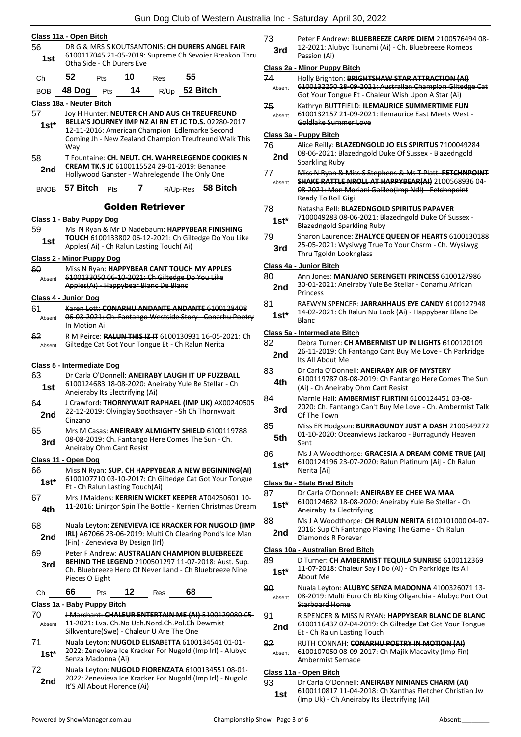### Class 11a - Open Bitch

56 — **1st** — DR G & MRS S KOUTSANTONIS: **CH DURERS ANGEL FAIR** 6100117045 21-05-2019: Supreme Ch Sevoier Breakon Thru Otha Side - Ch Durers Eve

| Ch | 52 | Pts | 10 | Res | 55 |
|---|---|---|---|---|---|
| BOB | 48 Dog | Pts | 14 | R/Up | 52 Bitch |

### Class 18a - Neuter Bitch

57 — **1st*** — Joy H Hunter: **NEUTER CH AND AUS CH TREUFREUND BELLA'S JOURNEY IMP NZ AI RN ET JC TD.S.** 02280-2017 12-11-2016: American Champion Edlemarke Second Coming Jh - New Zealand Champion Treufreund Walk This Way

58 — **2nd** — T Fountaine: **CH. NEUT. CH. WAHRELEGENDE COOKIES N CREAM TK.S JC** 6100115524 29-01-2019: Benanee Hollywood Ganster - Wahrelegende The Only One

| BNOB | 57 Bitch | Pts | 7 | R/Up-Res | 58 Bitch |
|---|---|---|---|---|---|

## Golden Retriever

### Class 1 - Baby Puppy Dog

59 — **1st** — Ms N Ryan & Mr D Nadebaum: **HAPPYBEAR FINISHING TOUCH** 6100133802 06-12-2021: Ch Giltedge Do You Like Apples( Ai) - Ch Ralun Lasting Touch( Ai)

### Class 2 - Minor Puppy Dog

~~60~~ — Absent — ~~Miss N Ryan: **HAPPYBEAR CANT TOUCH MY APPLES** 6100133050 06-10-2021: Ch Giltedge Do You Like Apples(Ai) - Happybear Blanc De Blanc~~

### Class 4 - Junior Dog

~~61~~ — Absent — ~~Karen Lott: **CONARHU ANDANTE ANDANTE** 6100128408 06-03-2021: Ch. Fantango Westside Story - Conarhu Poetry In Motion Ai~~

~~62~~ — Absent — ~~R M Peirce: **RALUN THIS IZ IT** 6100130931 16-05-2021: Ch Giltedge Cat Got Your Tongue Et - Ch Ralun Nerita~~

### Class 5 - Intermediate Dog

63 — **1st** — Dr Carla O'Donnell: **ANEIRABY LAUGH IT UP FUZZBALL** 6100124683 18-08-2020: Aneiraby Yule Be Stellar - Ch Aneieraby Its Electrifying (Ai)

64 — **2nd** — J Crawford: **THORNYWAIT RAPHAEL (IMP UK)** AX00240505 22-12-2019: Olvinglay Soothsayer - Sh Ch Thornywait Cinzano

65 — **3rd** — Mrs M Casas: **ANEIRABY ALMIGHTY SHIELD** 6100119788 08-08-2019: Ch. Fantango Here Comes The Sun - Ch. Aneiraby Ohm Cant Resist

### Class 11 - Open Dog

66 — **1st*** — Miss N Ryan: **SUP. CH HAPPYBEAR A NEW BEGINNING(AI)** 6100107710 03-10-2017: Ch Giltedge Cat Got Your Tongue Et - Ch Ralun Lasting Touch(Ai)

67 — **4th** — Mrs J Maidens: **KERRIEN WICKET KEEPER** AT04250601 10-11-2016: Linirgor Spin The Bottle - Kerrien Christmas Dream

68 — **2nd** — Nuala Leyton: **ZENEVIEVA ICE KRACKER FOR NUGOLD (IMP IRL)** A67066 23-06-2019: Multi Ch Clearing Pond's Ice Man (Fin) - Zenevieva By Design (Irl)

69 — **3rd** — Peter F Andrew: **AUSTRALIAN CHAMPION BLUEBREEZE BEHIND THE LEGEND** 2100501297 11-07-2018: Aust. Sup. Ch. Bluebreeze Hero Of Never Land - Ch Bluebreeze Nine Pieces O Eight

| Ch | 66 | Pts | 12 | Res | 68 |
|---|---|---|---|---|---|

### Class 1a - Baby Puppy Bitch

~~70~~ — Absent — ~~J Marchant: **CHALEUR ENTERTAIN ME (AI)** 5100129080 05-11-2021: Lva. Ch.No Uch.Nord.Ch.Pol.Ch Dewmist Silkventure(Swe) - Chaleur U Are The One~~

71 — **1st*** — Nuala Leyton: **NUGOLD ELISABETTA** 6100134541 01-01-2022: Zenevieva Ice Kracker For Nugold (Imp Irl) - Alubyc Senza Madonna (Ai)

72 — **2nd** — Nuala Leyton: **NUGOLD FIORENZATA** 6100134551 08-01-2022: Zenevieva Ice Kracker For Nugold (Imp Irl) - Nugold It'S All About Florence (Ai)

73 — **3rd** — Peter F Andrew: **BLUEBREEZE CARPE DIEM** 2100576494 08-12-2021: Alubyc Tsunami (Ai) - Ch. Bluebreeze Romeos Passion (Ai)

### Class 2a - Minor Puppy Bitch

~~74~~ — Absent — ~~Holly Brighton: **BRIGHTSHAW STAR ATTRACTION (AI)** 6100132250 28-09-2021: Australian Champion Giltedge Cat Got Your Tongue Et - Chaleur Wish Upon A Star (Ai)~~

~~75~~ — Absent — ~~Kathryn BUTTFIELD: **ILEMAURICE SUMMERTIME FUN** 6100132157 21-09-2021: Ilemaurice East Meets West - Goldlake Summer Love~~

### Class 3a - Puppy Bitch

76 — **2nd** — Alice Reilly: **BLAZEDNGOLD JO ELS SPIRITUS** 7100049284 08-06-2021: Blazedngold Duke Of Sussex - Blazedngold Sparkling Ruby

~~77~~ — Absent — ~~Miss N Ryan & Miss S Stephens & Ms T Platt: **FETCHNPOINT SHAKE RATTLE NROLL AT HAPPYBEAR(AI)** 2100568936 04-08-2021: Mon Moriani Galileo(Imp Ndl) - Fetchnpoint Ready To Roll Gigi~~

78 — **1st*** — Natasha Bell: **BLAZEDNGOLD SPIRITUS PAPAVER** 7100049283 08-06-2021: Blazedngold Duke Of Sussex - Blazedngold Sparkling Ruby

79 — **3rd** — Sharon Laurence: **ZHALYCE QUEEN OF HEARTS** 6100130188 25-05-2021: Wysiwyg True To Your Chsrm - Ch. Wysiwyg Thru Tgoldn Looknglass

### Class 4a - Junior Bitch

80 — **2nd** — Ann Jones: **MANJANO SERENGETI PRINCESS** 6100127986 30-01-2021: Aneiraby Yule Be Stellar - Conarhu African Princess

81 — **1st*** — RAEWYN SPENCER: **JARRAHHAUS EYE CANDY** 6100127948 14-02-2021: Ch Ralun Nu Look (Ai) - Happybear Blanc De Blanc

### Class 5a - Intermediate Bitch

82 — **2nd** — Debra Turner: **CH AMBERMIST UP IN LIGHTS** 6100120109 26-11-2019: Ch Fantango Cant Buy Me Love - Ch Parkridge Its All About Me

83 — **4th** — Dr Carla O'Donnell: **ANEIRABY AIR OF MYSTERY** 6100119787 08-08-2019: Ch Fantango Here Comes The Sun (Ai) - Ch Aneiraby Ohm Cant Resist

84 — **3rd** — Marnie Hall: **AMBERMIST FLIRTINI** 6100124451 03-08-2020: Ch. Fantango Can't Buy Me Love - Ch. Ambermist Talk Of The Town

85 — **5th** — Miss ER Hodgson: **BURRAGUNDY JUST A DASH** 2100549272 01-10-2020: Oceanviews Jackaroo - Burragundy Heaven Sent

86 — **1st*** — Ms J A Woodthorpe: **GRACESIA A DREAM COME TRUE [AI]** 6100124196 23-07-2020: Ralun Platinum [Ai] - Ch Ralun Nerita [Ai]

### Class 9a - State Bred Bitch

87 — **1st*** — Dr Carla O'Donnell: **ANEIRABY EE CHEE WA MAA** 6100124682 18-08-2020: Aneiraby Yule Be Stellar - Ch Aneiraby Its Electrifying

88 — **2nd** — Ms J A Woodthorpe: **CH RALUN NERITA** 6100101000 04-07-2016: Sup Ch Fantango Playing The Game - Ch Ralun Diamonds R Forever

### Class 10a - Australian Bred Bitch

89 — **1st*** — D Turner: **CH AMBERMIST TEQUILA SUNRISE** 6100112369 11-07-2018: Chaleur Say I Do (Ai) - Ch Parkridge Its All About Me

~~90~~ — Absent — ~~Nuala Leyton: **ALUBYC SENZA MADONNA** 4100326071 13-08-2019: Multi Euro Ch Bb King Oligarchia - Alubyc Port Out Starboard Home~~

91 — **2nd** — R SPENCER & MISS N RYAN: **HAPPYBEAR BLANC DE BLANC** 6100116437 07-04-2019: Ch Giltedge Cat Got Your Tongue Et - Ch Ralun Lasting Touch

~~92~~ — Absent — ~~RUTH CONNAH: **CONARHU POETRY IN MOTION (AI)** 6100107050 08-09-2017: Ch Majik Macavity (Imp Fin) - Ambermist Sernade~~

### Class 11a - Open Bitch

93 — **1st** — Dr Carla O'Donnell: **ANEIRABY NINIANES CHARM (AI)** 6100110817 11-04-2018: Ch Xanthas Fletcher Christian Jw (Imp Uk) - Ch Aneiraby Its Electrifying (Ai)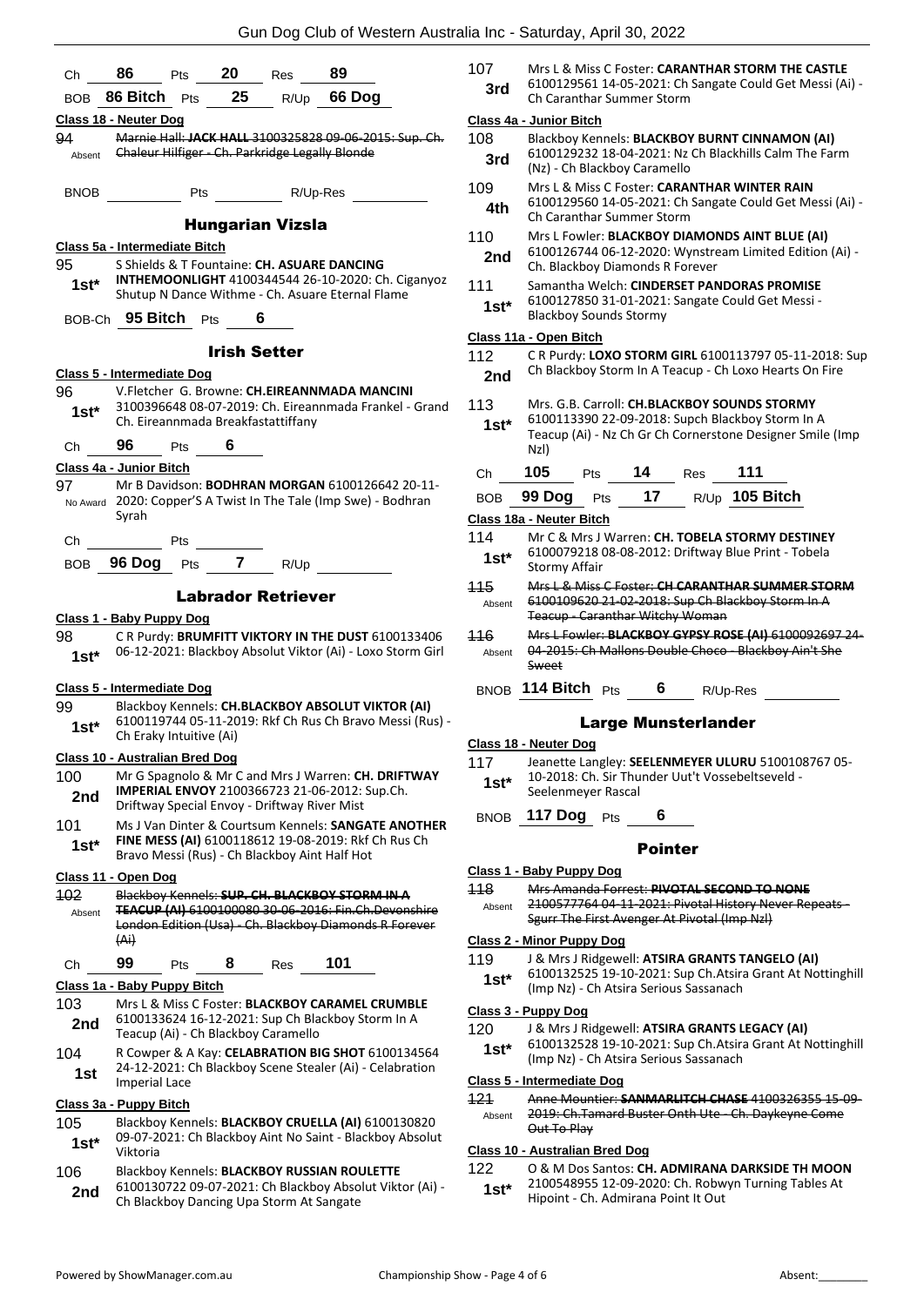Ch **86** Pts **20** Res **89**

BOB **86 Bitch** Pts **25** R/Up **66 Dog**

**Class 18 - Neuter Dog**

94 Absent ~~Marnie Hall: **JACK HALL** 3100325828 09-06-2015: Sup. Ch. Chaleur Hilfiger - Ch. Parkridge Legally Blonde~~

BNOB ______ Pts ______ R/Up-Res ______

## Hungarian Vizsla

**Class 5a - Intermediate Bitch**

95 **1st*** S Shields & T Fountaine: **CH. ASUARE DANCING INTHEMOONLIGHT** 4100344544 26-10-2020: Ch. Ciganyoz Shutup N Dance Withme - Ch. Asuare Eternal Flame

BOB-Ch **95 Bitch** Pts **6**

## Irish Setter

**Class 5 - Intermediate Dog**

96 **1st*** V.Fletcher G. Browne: **CH.EIREANNMADA MANCINI** 3100396648 08-07-2019: Ch. Eireannmada Frankel - Grand Ch. Eireannmada Breakfastattiffany

Ch **96** Pts **6**

**Class 4a - Junior Bitch**

97 No Award Mr B Davidson: **BODHRAN MORGAN** 6100126642 20-11-2020: Copper'S A Twist In The Tale (Imp Swe) - Bodhran Syrah

Ch ______ Pts ______

BOB **96 Dog** Pts **7** R/Up ______

## Labrador Retriever

**Class 1 - Baby Puppy Dog**

98 **1st*** C R Purdy: **BRUMFITT VIKTORY IN THE DUST** 6100133406 06-12-2021: Blackboy Absolut Viktor (Ai) - Loxo Storm Girl

**Class 5 - Intermediate Dog**

99 **1st*** Blackboy Kennels: **CH.BLACKBOY ABSOLUT VIKTOR (AI)** 6100119744 05-11-2019: Rkf Ch Rus Ch Bravo Messi (Rus) - Ch Eraky Intuitive (Ai)

**Class 10 - Australian Bred Dog**

100 **2nd** Mr G Spagnolo & Mr C and Mrs J Warren: **CH. DRIFTWAY IMPERIAL ENVOY** 2100366723 21-06-2012: Sup.Ch. Driftway Special Envoy - Driftway River Mist

101 **1st*** Ms J Van Dinter & Courtsum Kennels: **SANGATE ANOTHER FINE MESS (AI)** 6100118612 19-08-2019: Rkf Ch Rus Ch Bravo Messi (Rus) - Ch Blackboy Aint Half Hot

**Class 11 - Open Dog**

102 Absent ~~Blackboy Kennels: **SUP. CH. BLACKBOY STORM IN A TEACUP (AI)** 6100100080 30-06-2016: Fin.Ch.Devonshire London Edition (Usa) - Ch. Blackboy Diamonds R Forever (Ai)~~

Ch **99** Pts **8** Res **101**

**Class 1a - Baby Puppy Bitch**

103 **2nd** Mrs L & Miss C Foster: **BLACKBOY CARAMEL CRUMBLE** 6100133624 16-12-2021: Sup Ch Blackboy Storm In A Teacup (Ai) - Ch Blackboy Caramello

104 **1st** R Cowper & A Kay: **CELABRATION BIG SHOT** 6100134564 24-12-2021: Ch Blackboy Scene Stealer (Ai) - Celabration Imperial Lace

**Class 3a - Puppy Bitch**

105 **1st*** Blackboy Kennels: **BLACKBOY CRUELLA (AI)** 6100130820 09-07-2021: Ch Blackboy Aint No Saint - Blackboy Absolut Viktoria

106 **2nd** Blackboy Kennels: **BLACKBOY RUSSIAN ROULETTE** 6100130722 09-07-2021: Ch Blackboy Absolut Viktor (Ai) - Ch Blackboy Dancing Upa Storm At Sangate

107 **3rd** Mrs L & Miss C Foster: **CARANTHAR STORM THE CASTLE** 6100129561 14-05-2021: Ch Sangate Could Get Messi (Ai) - Ch Caranthar Summer Storm

**Class 4a - Junior Bitch**

108 **3rd** Blackboy Kennels: **BLACKBOY BURNT CINNAMON (AI)** 6100129232 18-04-2021: Nz Ch Blackhills Calm The Farm (Nz) - Ch Blackboy Caramello

109 **4th** Mrs L & Miss C Foster: **CARANTHAR WINTER RAIN** 6100129560 14-05-2021: Ch Sangate Could Get Messi (Ai) - Ch Caranthar Summer Storm

110 **2nd** Mrs L Fowler: **BLACKBOY DIAMONDS AINT BLUE (AI)** 6100126744 06-12-2020: Wynstream Limited Edition (Ai) - Ch. Blackboy Diamonds R Forever

111 **1st*** Samantha Welch: **CINDERSET PANDORAS PROMISE** 6100127850 31-01-2021: Sangate Could Get Messi - Blackboy Sounds Stormy

**Class 11a - Open Bitch**

112 **2nd** C R Purdy: **LOXO STORM GIRL** 6100113797 05-11-2018: Sup Ch Blackboy Storm In A Teacup - Ch Loxo Hearts On Fire

113 **1st*** Mrs. G.B. Carroll: **CH.BLACKBOY SOUNDS STORMY** 6100113390 22-09-2018: Supch Blackboy Storm In A Teacup (Ai) - Nz Ch Gr Ch Cornerstone Designer Smile (Imp Nzl)

Ch **105** Pts **14** Res **111**

BOB **99 Dog** Pts **17** R/Up **105 Bitch**

**Class 18a - Neuter Bitch**

114 **1st*** Mr C & Mrs J Warren: **CH. TOBELA STORMY DESTINEY** 6100079218 08-08-2012: Driftway Blue Print - Tobela Stormy Affair

115 Absent ~~Mrs L & Miss C Foster: **CH CARANTHAR SUMMER STORM** 6100109620 21-02-2018: Sup Ch Blackboy Storm In A Teacup - Caranthar Witchy Woman~~

116 Absent ~~Mrs L Fowler: **BLACKBOY GYPSY ROSE (AI)** 6100092697 24-04-2015: Ch Mallons Double Choco - Blackboy Ain't She Sweet~~

BNOB **114 Bitch** Pts **6** R/Up-Res ______

## Large Munsterlander

**Class 18 - Neuter Dog**

117 **1st*** Jeanette Langley: **SEELENMEYER ULURU** 5100108767 05-10-2018: Ch. Sir Thunder Uut't Vossebeltseveld - Seelenmeyer Rascal

BNOB **117 Dog** Pts **6**

## Pointer

**Class 1 - Baby Puppy Dog**

118 Absent ~~Mrs Amanda Forrest: **PIVOTAL SECOND TO NONE** 2100577764 04-11-2021: Pivotal History Never Repeats - Sgurr The First Avenger At Pivotal (Imp Nzl)~~

**Class 2 - Minor Puppy Dog**

119 **1st*** J & Mrs J Ridgewell: **ATSIRA GRANTS TANGELO (AI)** 6100132525 19-10-2021: Sup Ch.Atsira Grant At Nottinghill (Imp Nz) - Ch Atsira Serious Sassanach

**Class 3 - Puppy Dog**

120 **1st*** J & Mrs J Ridgewell: **ATSIRA GRANTS LEGACY (AI)** 6100132528 19-10-2021: Sup Ch.Atsira Grant At Nottinghill (Imp Nz) - Ch Atsira Serious Sassanach

**Class 5 - Intermediate Dog**

121 Absent ~~Anne Mountier: **SANMARLITCH CHASE** 4100326355 15-09-2019: Ch.Tamard Buster Onth Ute - Ch. Daykeyne Come Out To Play~~

**Class 10 - Australian Bred Dog**

122 **1st*** O & M Dos Santos: **CH. ADMIRANA DARKSIDE TH MOON** 2100548955 12-09-2020: Ch. Robwyn Turning Tables At Hipoint - Ch. Admirana Point It Out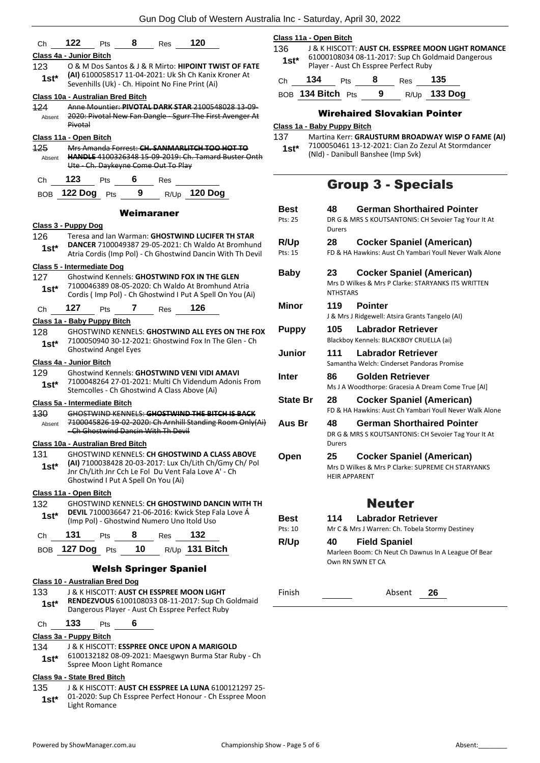Ch **122** Pts **8** Res **120**

**Class 4a - Junior Bitch**

123 1st* O & M Dos Santos & J & R Mirto: **HIPOINT TWIST OF FATE (AI)** 6100058517 11-04-2021: Uk Sh Ch Kanix Kroner At Sevenhills (Uk) - Ch. Hipoint No Fine Print (Ai)

**Class 10a - Australian Bred Bitch**

~~124 Absent Anne Mountier: **PIVOTAL DARK STAR** 2100548028 13-09-2020: Pivotal New Fan Dangle - Sgurr The First Avenger At Pivotal~~

**Class 11a - Open Bitch**

~~125 Absent Mrs Amanda Forrest: **CH. SANMARLITCH TOO HOT TO HANDLE** 4100326348 15-09-2019: Ch. Tamard Buster Onth Ute - Ch. Daykeyne Come Out To Play~~

Ch **123** Pts **6** Res

BOB **122 Dog** Pts **9** R/Up **120 Dog**

## Weimaraner

**Class 3 - Puppy Dog**

126 1st* Teresa and Ian Warman: **GHOSTWIND LUCIFER TH STAR DANCER** 7100049387 29-05-2021: Ch Waldo At Bromhund Atria Cordis (Imp Pol) - Ch Ghostwind Dancin With Th Devil

**Class 5 - Intermediate Dog**

127 1st* Ghostwind Kennels: **GHOSTWIND FOX IN THE GLEN** 7100046389 08-05-2020: Ch Waldo At Bromhund Atria Cordis ( Imp Pol) - Ch Ghostwind I Put A Spell On You (Ai)

Ch **127** Pts **7** Res **126**

**Class 1a - Baby Puppy Bitch**

128 1st* GHOSTWIND KENNELS: **GHOSTWIND ALL EYES ON THE FOX** 7100050940 30-12-2021: Ghostwind Fox In The Glen - Ch Ghostwind Angel Eyes

**Class 4a - Junior Bitch**

129 1st* Ghostwind Kennels: **GHOSTWIND VENI VIDI AMAVI** 7100048264 27-01-2021: Multi Ch Videndum Adonis From Stemcolles - Ch Ghostwind A Class Above (Ai)

**Class 5a - Intermediate Bitch**

~~130 Absent GHOSTWIND KENNELS: **GHOSTWIND THE BITCH IS BACK** 7100045826 19-02-2020: Ch Arnhill Standing Room Only(Ai) - Ch Ghostwind Dancin With Th Devil~~

**Class 10a - Australian Bred Bitch**

131 1st* GHOSTWIND KENNELS: **CH GHOSTWIND A CLASS ABOVE (AI)** 7100038428 20-03-2017: Lux Ch/Lith Ch/Gmy Ch/ Pol Jnr Ch/Lith Jnr Cch Le Fol Du Vent Fala Love A' - Ch Ghostwind I Put A Spell On You (Ai)

**Class 11a - Open Bitch**

132 1st* GHOSTWIND KENNELS: **CH GHOSTWIND DANCIN WITH TH DEVIL** 7100036647 21-06-2016: Kwick Step Fala Love Á (Imp Pol) - Ghostwind Numero Uno Itold Uso

Ch **131** Pts **8** Res **132**

BOB **127 Dog** Pts **10** R/Up **131 Bitch**

## Welsh Springer Spaniel

**Class 10 - Australian Bred Dog**

133 1st* J & K HISCOTT: **AUST CH ESSPREE MOON LIGHT RENDEZVOUS** 6100108033 08-11-2017: Sup Ch Goldmaid Dangerous Player - Aust Ch Esspree Perfect Ruby

Ch **133** Pts **6**

**Class 3a - Puppy Bitch**

134 1st* J & K HISCOTT: **ESSPREE ONCE UPON A MARIGOLD** 6100132182 08-09-2021: Maesgwyn Burma Star Ruby - Ch Sspree Moon Light Romance

**Class 9a - State Bred Bitch**

135 1st* J & K HISCOTT: **AUST CH ESSPREE LA LUNA** 6100121297 25-01-2020: Sup Ch Esspree Perfect Honour - Ch Esspree Moon Light Romance

**Class 11a - Open Bitch**

136 1st* J & K HISCOTT: **AUST CH. ESSPREE MOON LIGHT ROMANCE** 61000108034 08-11-2017: Sup Ch Goldmaid Dangerous Player - Aust Ch Esspree Perfect Ruby

Ch **134** Pts **8** Res **135**

BOB **134 Bitch** Pts **9** R/Up **133 Dog**

## Wirehaired Slovakian Pointer

**Class 1a - Baby Puppy Bitch**

137 1st* Martina Kerr: **GRAUSTURM BROADWAY WISP O FAME (AI)** 7100050461 13-12-2021: Cian Zo Zezul At Stormdancer (Nld) - Danibull Banshee (Imp Svk)

# Group 3 - Specials

| | | |
|---|---|---|
| **Best** Pts: 25 | **48** | **German Shorthaired Pointer** DR G & MRS S KOUTSANTONIS: CH Sevoier Tag Your It At Durers |
| **R/Up** Pts: 15 | **28** | **Cocker Spaniel (American)** FD & HA Hawkins: Aust Ch Yambari Youll Never Walk Alone |
| **Baby** | **23** | **Cocker Spaniel (American)** Mrs D Wilkes & Mrs P Clarke: STARYANKS ITS WRITTEN NTHSTARS |
| **Minor** | **119** | **Pointer** J & Mrs J Ridgewell: Atsira Grants Tangelo (AI) |
| **Puppy** | **105** | **Labrador Retriever** Blackboy Kennels: BLACKBOY CRUELLA (ai) |
| **Junior** | **111** | **Labrador Retriever** Samantha Welch: Cinderset Pandoras Promise |
| **Inter** | **86** | **Golden Retriever** Ms J A Woodthorpe: Gracesia A Dream Come True [AI] |
| **State Br** | **28** | **Cocker Spaniel (American)** FD & HA Hawkins: Aust Ch Yambari Youll Never Walk Alone |
| **Aus Br** | **48** | **German Shorthaired Pointer** DR G & MRS S KOUTSANTONIS: CH Sevoier Tag Your It At Durers |
| **Open** | **25** | **Cocker Spaniel (American)** Mrs D Wilkes & Mrs P Clarke: SUPREME CH STARYANKS HEIR APPARENT |

# Neuter

| | | |
|---|---|---|
| **Best** Pts: 10 | **114** | **Labrador Retriever** Mr C & Mrs J Warren: Ch. Tobela Stormy Destiney |
| **R/Up** | **40** | **Field Spaniel** Marleen Boom: Ch Neut Ch Dawnus In A League Of Bear Own RN SWN ET CA |

Finish Absent **26**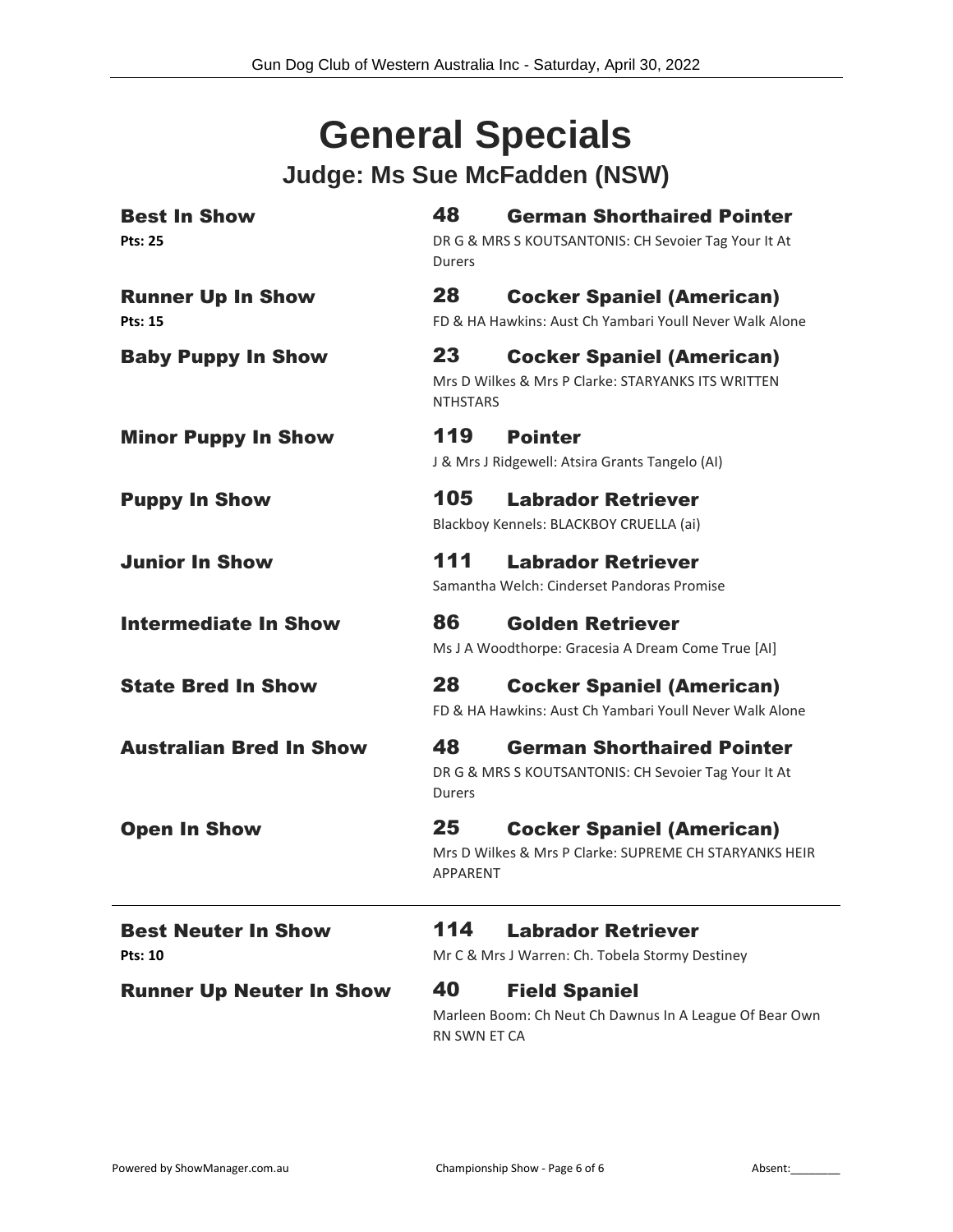# General Specials

## Judge: Ms Sue McFadden (NSW)

| | | |
|---|---|---|
| **Best In Show**<br>**Pts: 25** | **48** | **German Shorthaired Pointer**<br>DR G & MRS S KOUTSANTONIS: CH Sevoier Tag Your It At Durers |
| **Runner Up In Show**<br>**Pts: 15** | **28** | **Cocker Spaniel (American)**<br>FD & HA Hawkins: Aust Ch Yambari Youll Never Walk Alone |
| **Baby Puppy In Show** | **23** | **Cocker Spaniel (American)**<br>Mrs D Wilkes & Mrs P Clarke: STARYANKS ITS WRITTEN NTHSTARS |
| **Minor Puppy In Show** | **119** | **Pointer**<br>J & Mrs J Ridgewell: Atsira Grants Tangelo (AI) |
| **Puppy In Show** | **105** | **Labrador Retriever**<br>Blackboy Kennels: BLACKBOY CRUELLA (ai) |
| **Junior In Show** | **111** | **Labrador Retriever**<br>Samantha Welch: Cinderset Pandoras Promise |
| **Intermediate In Show** | **86** | **Golden Retriever**<br>Ms J A Woodthorpe: Gracesia A Dream Come True [AI] |
| **State Bred In Show** | **28** | **Cocker Spaniel (American)**<br>FD & HA Hawkins: Aust Ch Yambari Youll Never Walk Alone |
| **Australian Bred In Show** | **48** | **German Shorthaired Pointer**<br>DR G & MRS S KOUTSANTONIS: CH Sevoier Tag Your It At Durers |
| **Open In Show** | **25** | **Cocker Spaniel (American)**<br>Mrs D Wilkes & Mrs P Clarke: SUPREME CH STARYANKS HEIR APPARENT |

---

| | | |
|---|---|---|
| **Best Neuter In Show**<br>**Pts: 10** | **114** | **Labrador Retriever**<br>Mr C & Mrs J Warren: Ch. Tobela Stormy Destiney |
| **Runner Up Neuter In Show** | **40** | **Field Spaniel**<br>Marleen Boom: Ch Neut Ch Dawnus In A League Of Bear Own RN SWN ET CA |

Absent:________